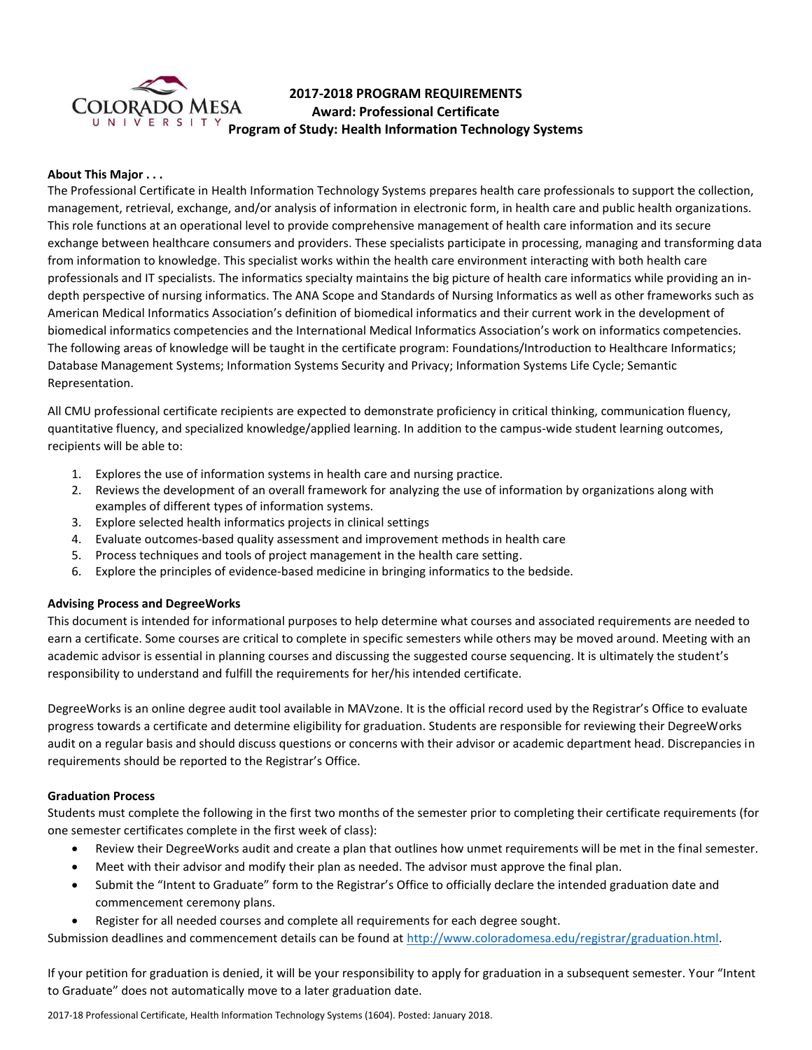# 2017-2018 PROGRAM REQUIREMENTS

**Award: Professional Certificate**

**Program of Study: Health Information Technology Systems**

**About This Major . . .**

The Professional Certificate in Health Information Technology Systems prepares health care professionals to support the collection, management, retrieval, exchange, and/or analysis of information in electronic form, in health care and public health organizations. This role functions at an operational level to provide comprehensive management of health care information and its secure exchange between healthcare consumers and providers. These specialists participate in processing, managing and transforming data from information to knowledge. This specialist works within the health care environment interacting with both health care professionals and IT specialists. The informatics specialty maintains the big picture of health care informatics while providing an in-depth perspective of nursing informatics. The ANA Scope and Standards of Nursing Informatics as well as other frameworks such as American Medical Informatics Association's definition of biomedical informatics and their current work in the development of biomedical informatics competencies and the International Medical Informatics Association's work on informatics competencies. The following areas of knowledge will be taught in the certificate program: Foundations/Introduction to Healthcare Informatics; Database Management Systems; Information Systems Security and Privacy; Information Systems Life Cycle; Semantic Representation.

All CMU professional certificate recipients are expected to demonstrate proficiency in critical thinking, communication fluency, quantitative fluency, and specialized knowledge/applied learning. In addition to the campus-wide student learning outcomes, recipients will be able to:

1. Explores the use of information systems in health care and nursing practice.
2. Reviews the development of an overall framework for analyzing the use of information by organizations along with examples of different types of information systems.
3. Explore selected health informatics projects in clinical settings
4. Evaluate outcomes-based quality assessment and improvement methods in health care
5. Process techniques and tools of project management in the health care setting.
6. Explore the principles of evidence-based medicine in bringing informatics to the bedside.

**Advising Process and DegreeWorks**

This document is intended for informational purposes to help determine what courses and associated requirements are needed to earn a certificate. Some courses are critical to complete in specific semesters while others may be moved around. Meeting with an academic advisor is essential in planning courses and discussing the suggested course sequencing. It is ultimately the student's responsibility to understand and fulfill the requirements for her/his intended certificate.

DegreeWorks is an online degree audit tool available in MAVzone. It is the official record used by the Registrar's Office to evaluate progress towards a certificate and determine eligibility for graduation. Students are responsible for reviewing their DegreeWorks audit on a regular basis and should discuss questions or concerns with their advisor or academic department head. Discrepancies in requirements should be reported to the Registrar's Office.

**Graduation Process**

Students must complete the following in the first two months of the semester prior to completing their certificate requirements (for one semester certificates complete in the first week of class):

- Review their DegreeWorks audit and create a plan that outlines how unmet requirements will be met in the final semester.
- Meet with their advisor and modify their plan as needed. The advisor must approve the final plan.
- Submit the "Intent to Graduate" form to the Registrar's Office to officially declare the intended graduation date and commencement ceremony plans.
- Register for all needed courses and complete all requirements for each degree sought.

Submission deadlines and commencement details can be found at http://www.coloradomesa.edu/registrar/graduation.html.

If your petition for graduation is denied, it will be your responsibility to apply for graduation in a subsequent semester. Your "Intent to Graduate" does not automatically move to a later graduation date.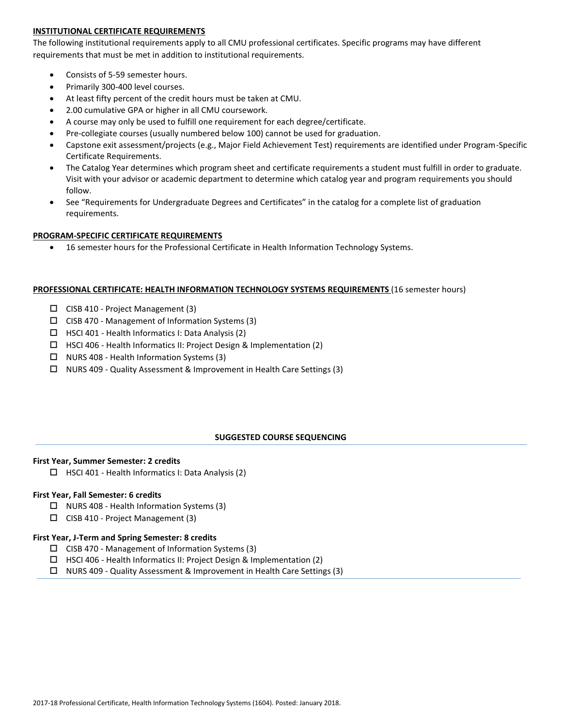**INSTITUTIONAL CERTIFICATE REQUIREMENTS**

The following institutional requirements apply to all CMU professional certificates. Specific programs may have different requirements that must be met in addition to institutional requirements.

- Consists of 5-59 semester hours.
- Primarily 300-400 level courses.
- At least fifty percent of the credit hours must be taken at CMU.
- 2.00 cumulative GPA or higher in all CMU coursework.
- A course may only be used to fulfill one requirement for each degree/certificate.
- Pre-collegiate courses (usually numbered below 100) cannot be used for graduation.
- Capstone exit assessment/projects (e.g., Major Field Achievement Test) requirements are identified under Program-Specific Certificate Requirements.
- The Catalog Year determines which program sheet and certificate requirements a student must fulfill in order to graduate. Visit with your advisor or academic department to determine which catalog year and program requirements you should follow.
- See "Requirements for Undergraduate Degrees and Certificates" in the catalog for a complete list of graduation requirements.

**PROGRAM-SPECIFIC CERTIFICATE REQUIREMENTS**

- 16 semester hours for the Professional Certificate in Health Information Technology Systems.

**PROFESSIONAL CERTIFICATE: HEALTH INFORMATION TECHNOLOGY SYSTEMS REQUIREMENTS** (16 semester hours)

- ☐ CISB 410 - Project Management (3)
- ☐ CISB 470 - Management of Information Systems (3)
- ☐ HSCI 401 - Health Informatics I: Data Analysis (2)
- ☐ HSCI 406 - Health Informatics II: Project Design & Implementation (2)
- ☐ NURS 408 - Health Information Systems (3)
- ☐ NURS 409 - Quality Assessment & Improvement in Health Care Settings (3)

**SUGGESTED COURSE SEQUENCING**

**First Year, Summer Semester: 2 credits**

- ☐ HSCI 401 - Health Informatics I: Data Analysis (2)

**First Year, Fall Semester: 6 credits**

- ☐ NURS 408 - Health Information Systems (3)
- ☐ CISB 410 - Project Management (3)

**First Year, J-Term and Spring Semester: 8 credits**

- ☐ CISB 470 - Management of Information Systems (3)
- ☐ HSCI 406 - Health Informatics II: Project Design & Implementation (2)
- ☐ NURS 409 - Quality Assessment & Improvement in Health Care Settings (3)

2017-18 Professional Certificate, Health Information Technology Systems (1604). Posted: January 2018.